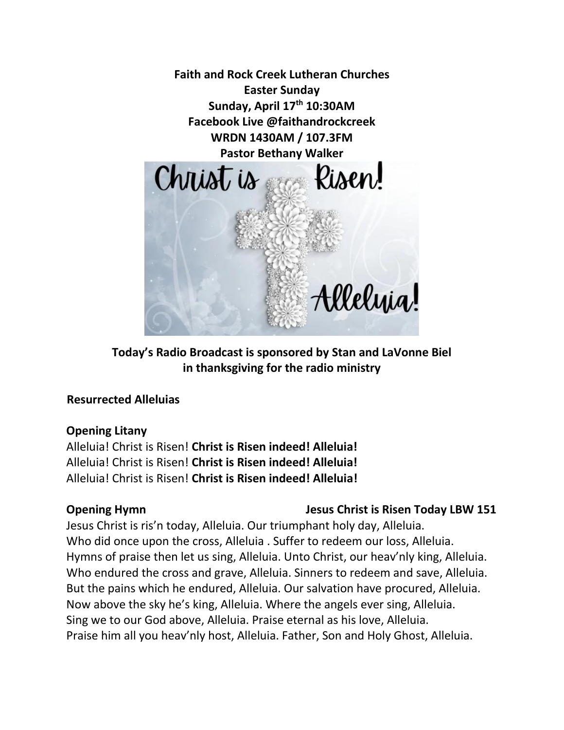**Faith and Rock Creek Lutheran Churches**
**Easter Sunday**
**Sunday, April 17th 10:30AM**
**Facebook Live @faithandrockcreek**
**WRDN 1430AM / 107.3FM**
**Pastor Bethany Walker**

**Today's Radio Broadcast is sponsored by Stan and LaVonne Biel in thanksgiving for the radio ministry**

**Resurrected Alleluias**

**Opening Litany**

Alleluia! Christ is Risen! **Christ is Risen indeed! Alleluia!**
Alleluia! Christ is Risen! **Christ is Risen indeed! Alleluia!**
Alleluia! Christ is Risen! **Christ is Risen indeed! Alleluia!**

**Opening Hymn** **Jesus Christ is Risen Today LBW 151**

Jesus Christ is ris'n today, Alleluia. Our triumphant holy day, Alleluia.
Who did once upon the cross, Alleluia . Suffer to redeem our loss, Alleluia.
Hymns of praise then let us sing, Alleluia. Unto Christ, our heav'nly king, Alleluia.
Who endured the cross and grave, Alleluia. Sinners to redeem and save, Alleluia.
But the pains which he endured, Alleluia. Our salvation have procured, Alleluia.
Now above the sky he's king, Alleluia. Where the angels ever sing, Alleluia.
Sing we to our God above, Alleluia. Praise eternal as his love, Alleluia.
Praise him all you heav'nly host, Alleluia. Father, Son and Holy Ghost, Alleluia.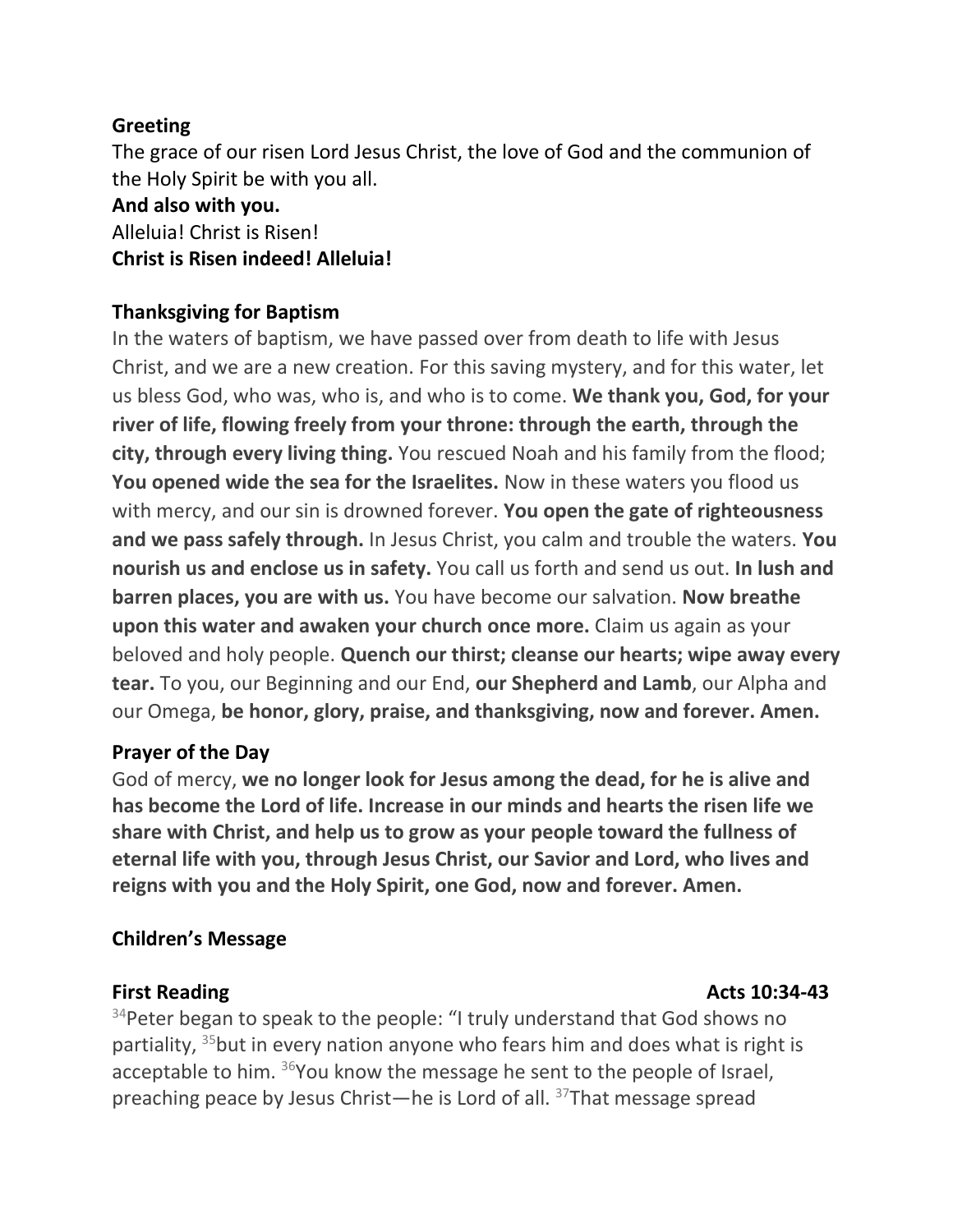**Greeting**

The grace of our risen Lord Jesus Christ, the love of God and the communion of the Holy Spirit be with you all.
**And also with you.**
Alleluia! Christ is Risen!
**Christ is Risen indeed! Alleluia!**

**Thanksgiving for Baptism**

In the waters of baptism, we have passed over from death to life with Jesus Christ, and we are a new creation. For this saving mystery, and for this water, let us bless God, who was, who is, and who is to come. **We thank you, God, for your river of life, flowing freely from your throne: through the earth, through the city, through every living thing.** You rescued Noah and his family from the flood; **You opened wide the sea for the Israelites.** Now in these waters you flood us with mercy, and our sin is drowned forever. **You open the gate of righteousness and we pass safely through.** In Jesus Christ, you calm and trouble the waters. **You nourish us and enclose us in safety.** You call us forth and send us out. **In lush and barren places, you are with us.** You have become our salvation. **Now breathe upon this water and awaken your church once more.** Claim us again as your beloved and holy people. **Quench our thirst; cleanse our hearts; wipe away every tear.** To you, our Beginning and our End, **our Shepherd and Lamb**, our Alpha and our Omega, **be honor, glory, praise, and thanksgiving, now and forever. Amen.**

**Prayer of the Day**

God of mercy, **we no longer look for Jesus among the dead, for he is alive and has become the Lord of life. Increase in our minds and hearts the risen life we share with Christ, and help us to grow as your people toward the fullness of eternal life with you, through Jesus Christ, our Savior and Lord, who lives and reigns with you and the Holy Spirit, one God, now and forever. Amen.**

**Children's Message**

**First Reading** **Acts 10:34-43**

[34]Peter began to speak to the people: "I truly understand that God shows no partiality, [35]but in every nation anyone who fears him and does what is right is acceptable to him. [36]You know the message he sent to the people of Israel, preaching peace by Jesus Christ—he is Lord of all. [37]That message spread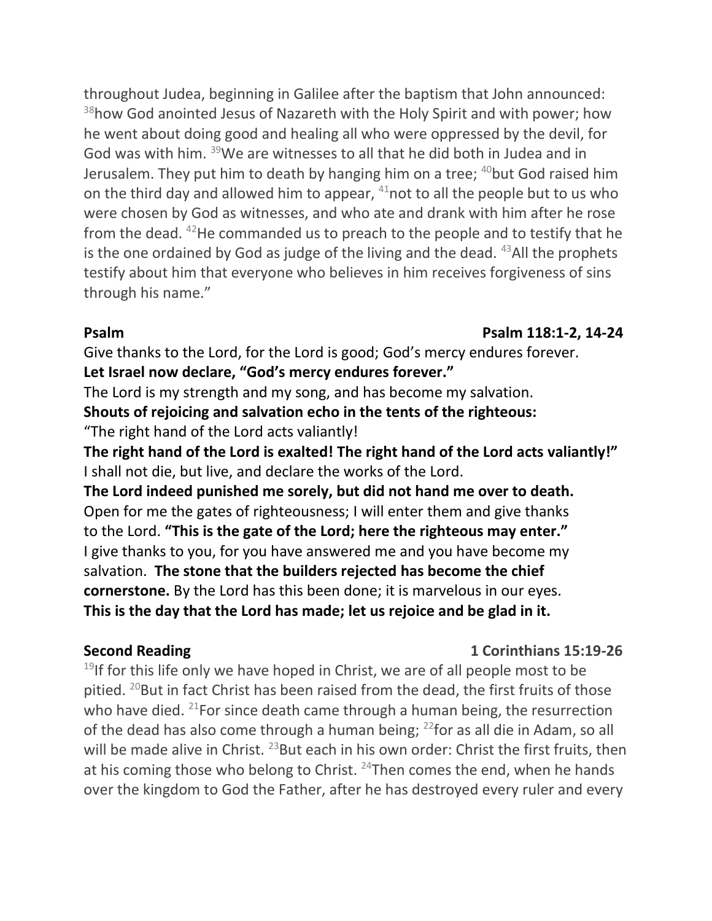throughout Judea, beginning in Galilee after the baptism that John announced: [38]how God anointed Jesus of Nazareth with the Holy Spirit and with power; how he went about doing good and healing all who were oppressed by the devil, for God was with him. [39]We are witnesses to all that he did both in Judea and in Jerusalem. They put him to death by hanging him on a tree; [40]but God raised him on the third day and allowed him to appear, [41]not to all the people but to us who were chosen by God as witnesses, and who ate and drank with him after he rose from the dead. [42]He commanded us to preach to the people and to testify that he is the one ordained by God as judge of the living and the dead. [43]All the prophets testify about him that everyone who believes in him receives forgiveness of sins through his name."

**Psalm** **Psalm 118:1-2, 14-24**

Give thanks to the Lord, for the Lord is good; God's mercy endures forever.
**Let Israel now declare, "God's mercy endures forever."**
The Lord is my strength and my song, and has become my salvation.
**Shouts of rejoicing and salvation echo in the tents of the righteous:**
"The right hand of the Lord acts valiantly!
**The right hand of the Lord is exalted! The right hand of the Lord acts valiantly!"**
I shall not die, but live, and declare the works of the Lord.
**The Lord indeed punished me sorely, but did not hand me over to death.**
Open for me the gates of righteousness; I will enter them and give thanks to the Lord. **"This is the gate of the Lord; here the righteous may enter."**
I give thanks to you, for you have answered me and you have become my salvation. **The stone that the builders rejected has become the chief cornerstone.** By the Lord has this been done; it is marvelous in our eyes.
**This is the day that the Lord has made; let us rejoice and be glad in it.**

**Second Reading** **1 Corinthians 15:19-26**

[19]If for this life only we have hoped in Christ, we are of all people most to be pitied. [20]But in fact Christ has been raised from the dead, the first fruits of those who have died. [21]For since death came through a human being, the resurrection of the dead has also come through a human being; [22]for as all die in Adam, so all will be made alive in Christ. [23]But each in his own order: Christ the first fruits, then at his coming those who belong to Christ. [24]Then comes the end, when he hands over the kingdom to God the Father, after he has destroyed every ruler and every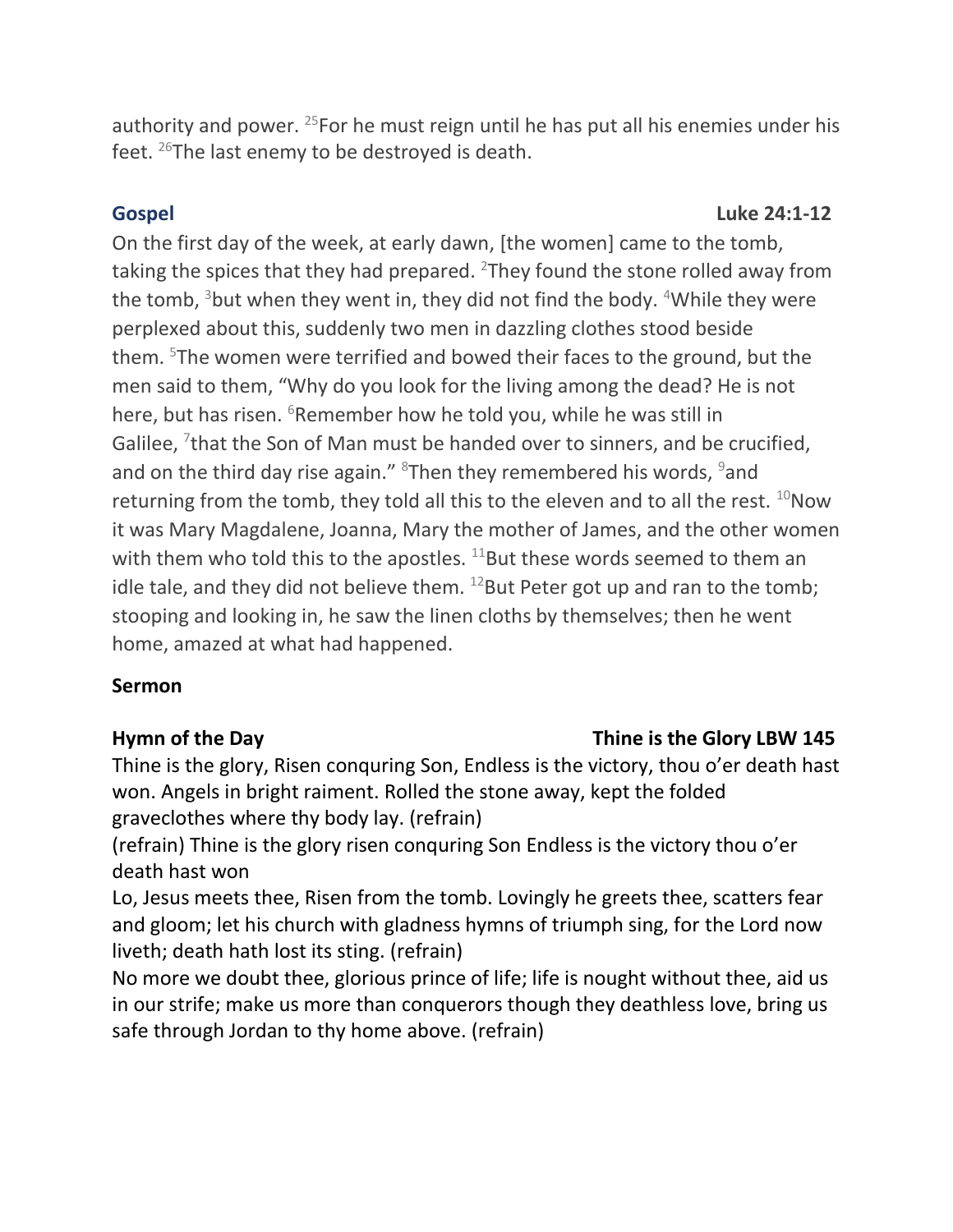authority and power. [25]For he must reign until he has put all his enemies under his feet. [26]The last enemy to be destroyed is death.

**Gospel** **Luke 24:1-12**

On the first day of the week, at early dawn, [the women] came to the tomb, taking the spices that they had prepared. [2]They found the stone rolled away from the tomb, [3]but when they went in, they did not find the body. [4]While they were perplexed about this, suddenly two men in dazzling clothes stood beside them. [5]The women were terrified and bowed their faces to the ground, but the men said to them, "Why do you look for the living among the dead? He is not here, but has risen. [6]Remember how he told you, while he was still in Galilee, [7]that the Son of Man must be handed over to sinners, and be crucified, and on the third day rise again." [8]Then they remembered his words, [9]and returning from the tomb, they told all this to the eleven and to all the rest. [10]Now it was Mary Magdalene, Joanna, Mary the mother of James, and the other women with them who told this to the apostles. [11]But these words seemed to them an idle tale, and they did not believe them. [12]But Peter got up and ran to the tomb; stooping and looking in, he saw the linen cloths by themselves; then he went home, amazed at what had happened.

**Sermon**

**Hymn of the Day** **Thine is the Glory LBW 145**

Thine is the glory, Risen conquring Son, Endless is the victory, thou o'er death hast won. Angels in bright raiment. Rolled the stone away, kept the folded graveclothes where thy body lay. (refrain)

(refrain) Thine is the glory risen conquring Son Endless is the victory thou o'er death hast won

Lo, Jesus meets thee, Risen from the tomb. Lovingly he greets thee, scatters fear and gloom; let his church with gladness hymns of triumph sing, for the Lord now liveth; death hath lost its sting. (refrain)

No more we doubt thee, glorious prince of life; life is nought without thee, aid us in our strife; make us more than conquerors though they deathless love, bring us safe through Jordan to thy home above. (refrain)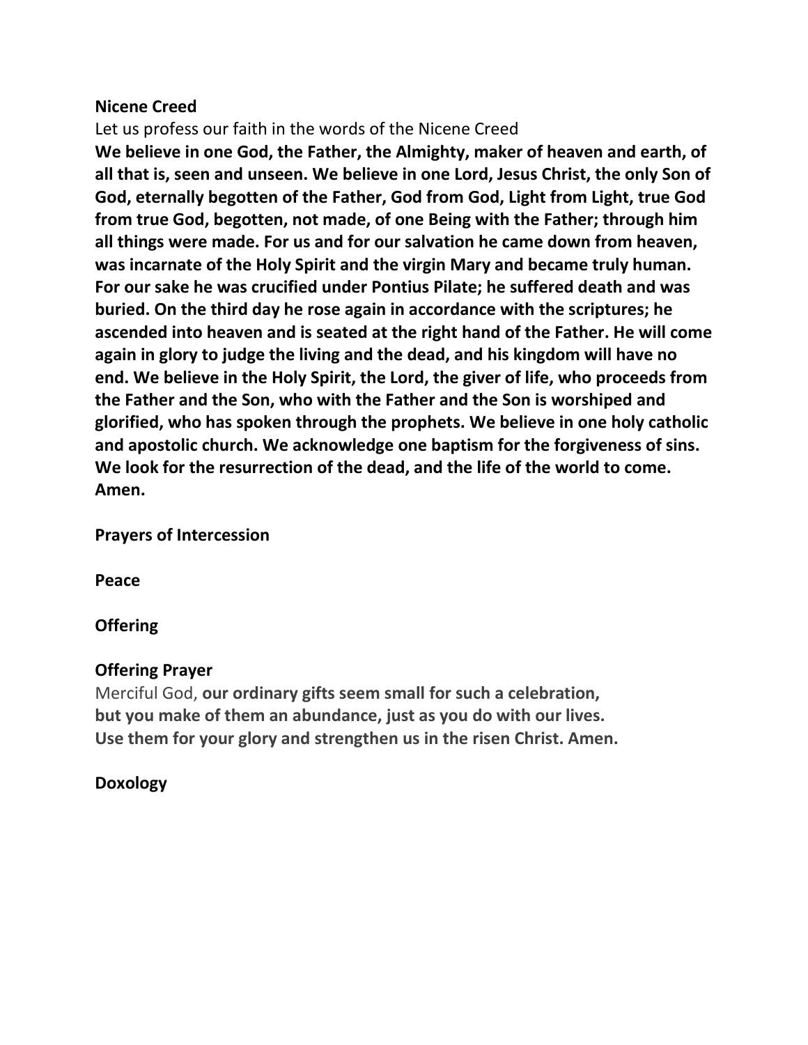**Nicene Creed**

Let us profess our faith in the words of the Nicene Creed

**We believe in one God, the Father, the Almighty, maker of heaven and earth, of all that is, seen and unseen. We believe in one Lord, Jesus Christ, the only Son of God, eternally begotten of the Father, God from God, Light from Light, true God from true God, begotten, not made, of one Being with the Father; through him all things were made. For us and for our salvation he came down from heaven, was incarnate of the Holy Spirit and the virgin Mary and became truly human. For our sake he was crucified under Pontius Pilate; he suffered death and was buried. On the third day he rose again in accordance with the scriptures; he ascended into heaven and is seated at the right hand of the Father. He will come again in glory to judge the living and the dead, and his kingdom will have no end. We believe in the Holy Spirit, the Lord, the giver of life, who proceeds from the Father and the Son, who with the Father and the Son is worshiped and glorified, who has spoken through the prophets. We believe in one holy catholic and apostolic church. We acknowledge one baptism for the forgiveness of sins. We look for the resurrection of the dead, and the life of the world to come. Amen.**

**Prayers of Intercession**

**Peace**

**Offering**

**Offering Prayer**

Merciful God, **our ordinary gifts seem small for such a celebration,
but you make of them an abundance, just as you do with our lives.
Use them for your glory and strengthen us in the risen Christ. Amen.**

**Doxology**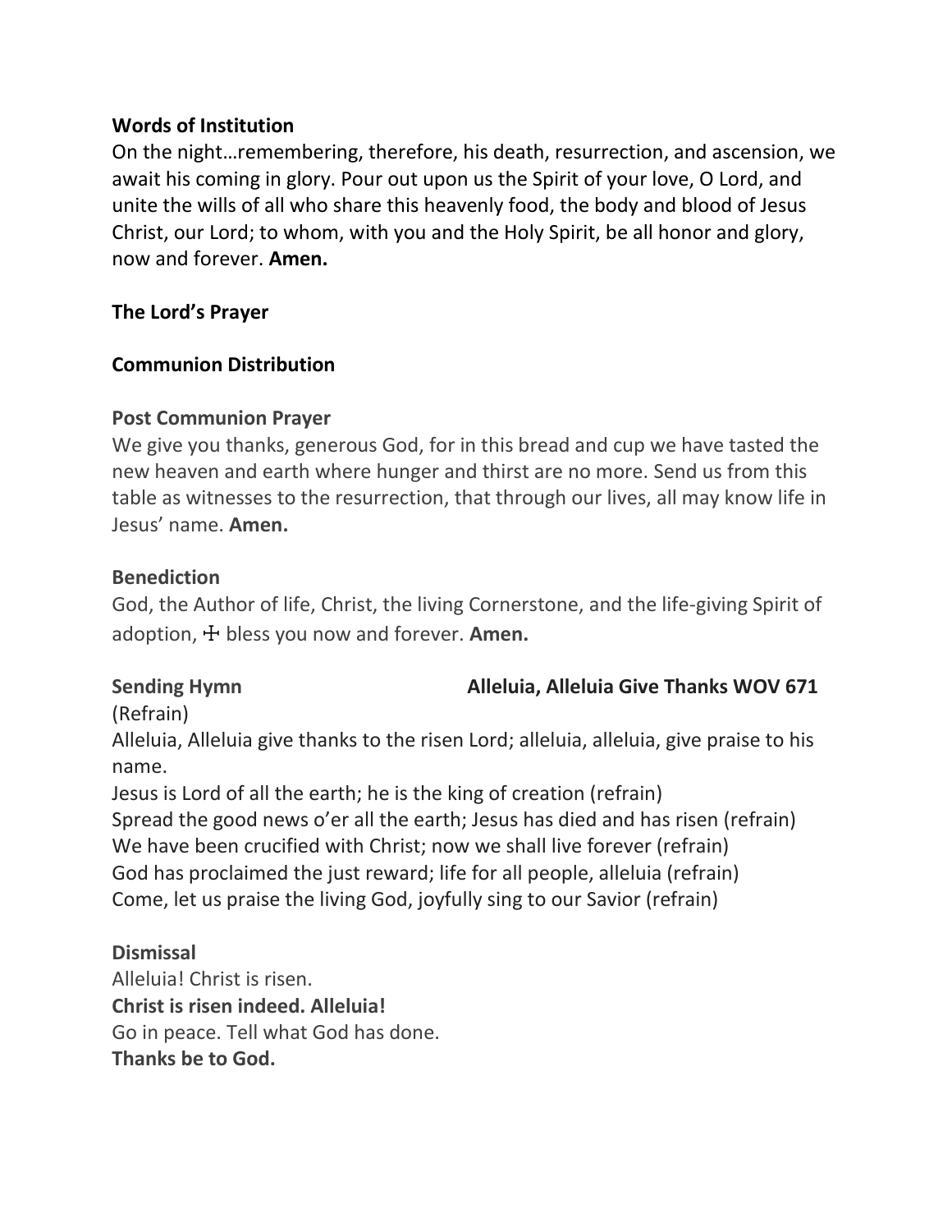**Words of Institution**

On the night…remembering, therefore, his death, resurrection, and ascension, we await his coming in glory. Pour out upon us the Spirit of your love, O Lord, and unite the wills of all who share this heavenly food, the body and blood of Jesus Christ, our Lord; to whom, with you and the Holy Spirit, be all honor and glory, now and forever. **Amen.**

**The Lord's Prayer**

**Communion Distribution**

**Post Communion Prayer**

We give you thanks, generous God, for in this bread and cup we have tasted the new heaven and earth where hunger and thirst are no more. Send us from this table as witnesses to the resurrection, that through our lives, all may know life in Jesus' name. **Amen.**

**Benediction**

God, the Author of life, Christ, the living Cornerstone, and the life-giving Spirit of adoption, ☩ bless you now and forever. **Amen.**

**Sending Hymn** **Alleluia, Alleluia Give Thanks WOV 671**

(Refrain)

Alleluia, Alleluia give thanks to the risen Lord; alleluia, alleluia, give praise to his name.

Jesus is Lord of all the earth; he is the king of creation (refrain)

Spread the good news o'er all the earth; Jesus has died and has risen (refrain)

We have been crucified with Christ; now we shall live forever (refrain)

God has proclaimed the just reward; life for all people, alleluia (refrain)

Come, let us praise the living God, joyfully sing to our Savior (refrain)

**Dismissal**

Alleluia! Christ is risen.

**Christ is risen indeed. Alleluia!**

Go in peace. Tell what God has done.

**Thanks be to God.**